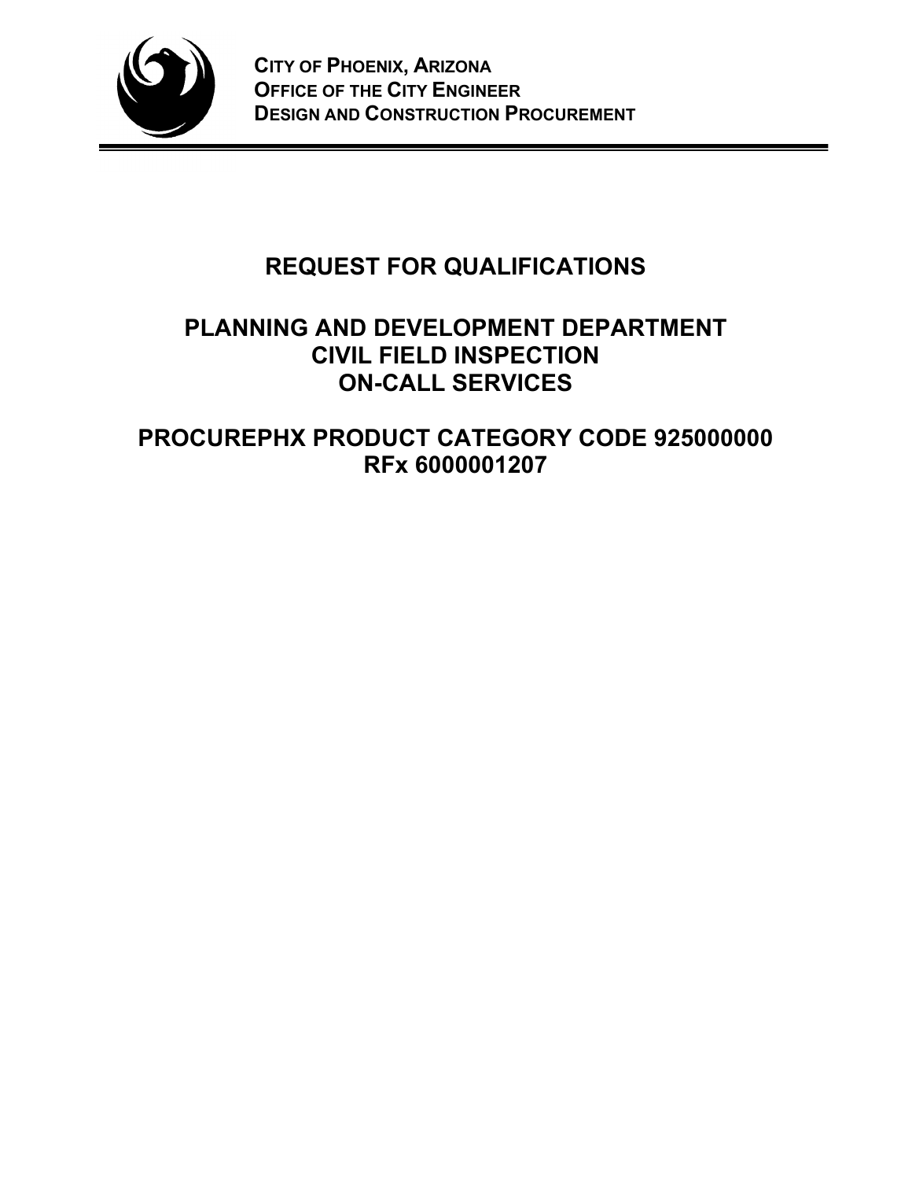**CITY OF PHOENIX, ARIZONA**
**OFFICE OF THE CITY ENGINEER**
**DESIGN AND CONSTRUCTION PROCUREMENT**

# REQUEST FOR QUALIFICATIONS

## PLANNING AND DEVELOPMENT DEPARTMENT
## CIVIL FIELD INSPECTION
## ON-CALL SERVICES

## PROCUREPHX PRODUCT CATEGORY CODE 925000000
## RFx 6000001207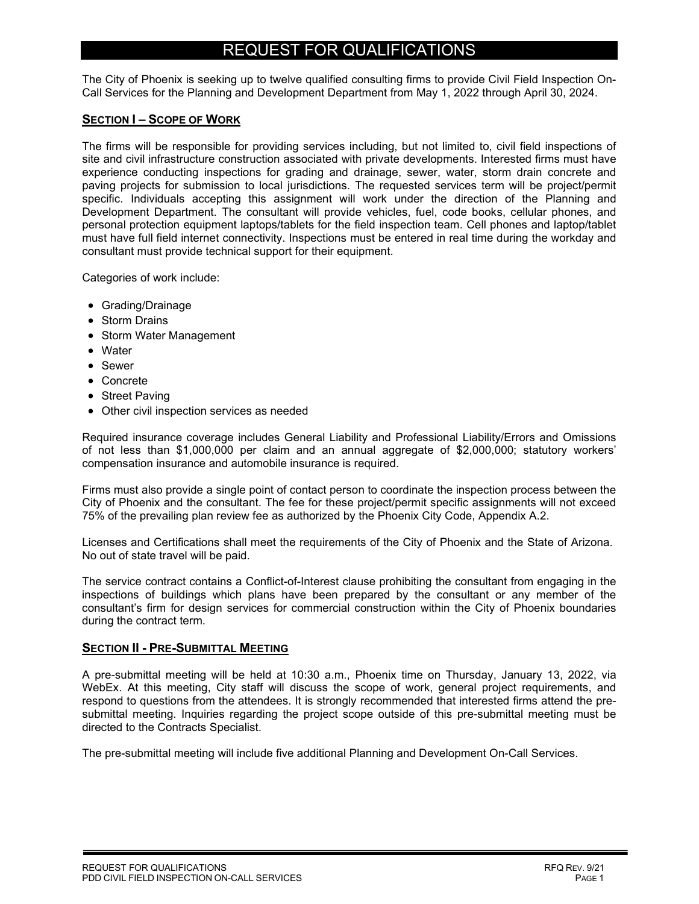# REQUEST FOR QUALIFICATIONS

The City of Phoenix is seeking up to twelve qualified consulting firms to provide Civil Field Inspection On-Call Services for the Planning and Development Department from May 1, 2022 through April 30, 2024.

## SECTION I – SCOPE OF WORK

The firms will be responsible for providing services including, but not limited to, civil field inspections of site and civil infrastructure construction associated with private developments. Interested firms must have experience conducting inspections for grading and drainage, sewer, water, storm drain concrete and paving projects for submission to local jurisdictions. The requested services term will be project/permit specific. Individuals accepting this assignment will work under the direction of the Planning and Development Department. The consultant will provide vehicles, fuel, code books, cellular phones, and personal protection equipment laptops/tablets for the field inspection team. Cell phones and laptop/tablet must have full field internet connectivity. Inspections must be entered in real time during the workday and consultant must provide technical support for their equipment.

Categories of work include:

- Grading/Drainage
- Storm Drains
- Storm Water Management
- Water
- Sewer
- Concrete
- Street Paving
- Other civil inspection services as needed

Required insurance coverage includes General Liability and Professional Liability/Errors and Omissions of not less than $1,000,000 per claim and an annual aggregate of $2,000,000; statutory workers' compensation insurance and automobile insurance is required.

Firms must also provide a single point of contact person to coordinate the inspection process between the City of Phoenix and the consultant. The fee for these project/permit specific assignments will not exceed 75% of the prevailing plan review fee as authorized by the Phoenix City Code, Appendix A.2.

Licenses and Certifications shall meet the requirements of the City of Phoenix and the State of Arizona. No out of state travel will be paid.

The service contract contains a Conflict-of-Interest clause prohibiting the consultant from engaging in the inspections of buildings which plans have been prepared by the consultant or any member of the consultant's firm for design services for commercial construction within the City of Phoenix boundaries during the contract term.

## SECTION II - PRE-SUBMITTAL MEETING

A pre-submittal meeting will be held at 10:30 a.m., Phoenix time on Thursday, January 13, 2022, via WebEx. At this meeting, City staff will discuss the scope of work, general project requirements, and respond to questions from the attendees. It is strongly recommended that interested firms attend the pre-submittal meeting. Inquiries regarding the project scope outside of this pre-submittal meeting must be directed to the Contracts Specialist.

The pre-submittal meeting will include five additional Planning and Development On-Call Services.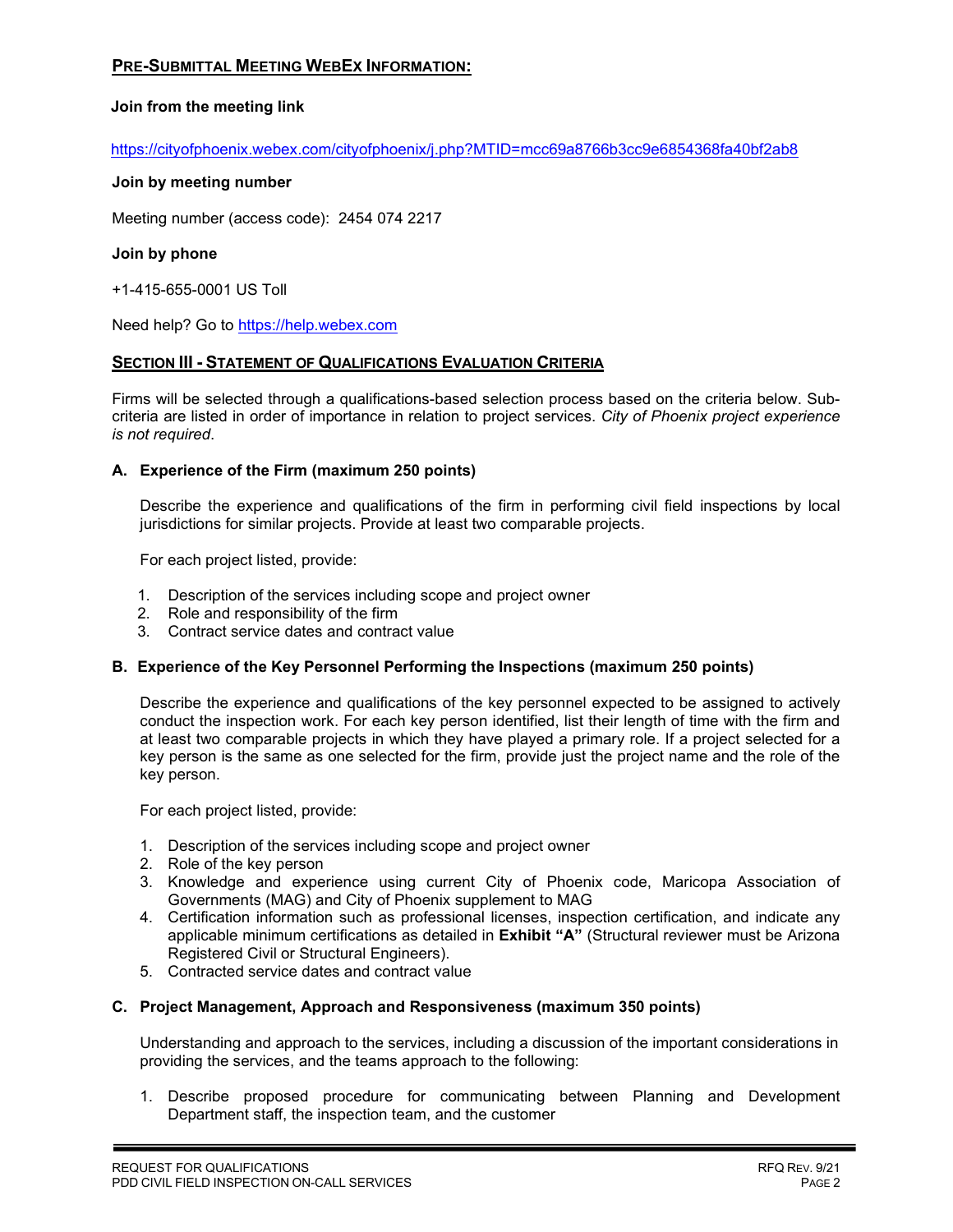## PRE-SUBMITTAL MEETING WEBEX INFORMATION:

**Join from the meeting link**

https://cityofphoenix.webex.com/cityofphoenix/j.php?MTID=mcc69a8766b3cc9e6854368fa40bf2ab8

**Join by meeting number**

Meeting number (access code): 2454 074 2217

**Join by phone**

+1-415-655-0001 US Toll

Need help? Go to https://help.webex.com

## SECTION III - STATEMENT OF QUALIFICATIONS EVALUATION CRITERIA

Firms will be selected through a qualifications-based selection process based on the criteria below. Sub-criteria are listed in order of importance in relation to project services. *City of Phoenix project experience is not required*.

### A. Experience of the Firm (maximum 250 points)

Describe the experience and qualifications of the firm in performing civil field inspections by local jurisdictions for similar projects. Provide at least two comparable projects.

For each project listed, provide:

1. Description of the services including scope and project owner
2. Role and responsibility of the firm
3. Contract service dates and contract value

### B. Experience of the Key Personnel Performing the Inspections (maximum 250 points)

Describe the experience and qualifications of the key personnel expected to be assigned to actively conduct the inspection work. For each key person identified, list their length of time with the firm and at least two comparable projects in which they have played a primary role. If a project selected for a key person is the same as one selected for the firm, provide just the project name and the role of the key person.

For each project listed, provide:

1. Description of the services including scope and project owner
2. Role of the key person
3. Knowledge and experience using current City of Phoenix code, Maricopa Association of Governments (MAG) and City of Phoenix supplement to MAG
4. Certification information such as professional licenses, inspection certification, and indicate any applicable minimum certifications as detailed in **Exhibit "A"** (Structural reviewer must be Arizona Registered Civil or Structural Engineers).
5. Contracted service dates and contract value

### C. Project Management, Approach and Responsiveness (maximum 350 points)

Understanding and approach to the services, including a discussion of the important considerations in providing the services, and the teams approach to the following:

1. Describe proposed procedure for communicating between Planning and Development Department staff, the inspection team, and the customer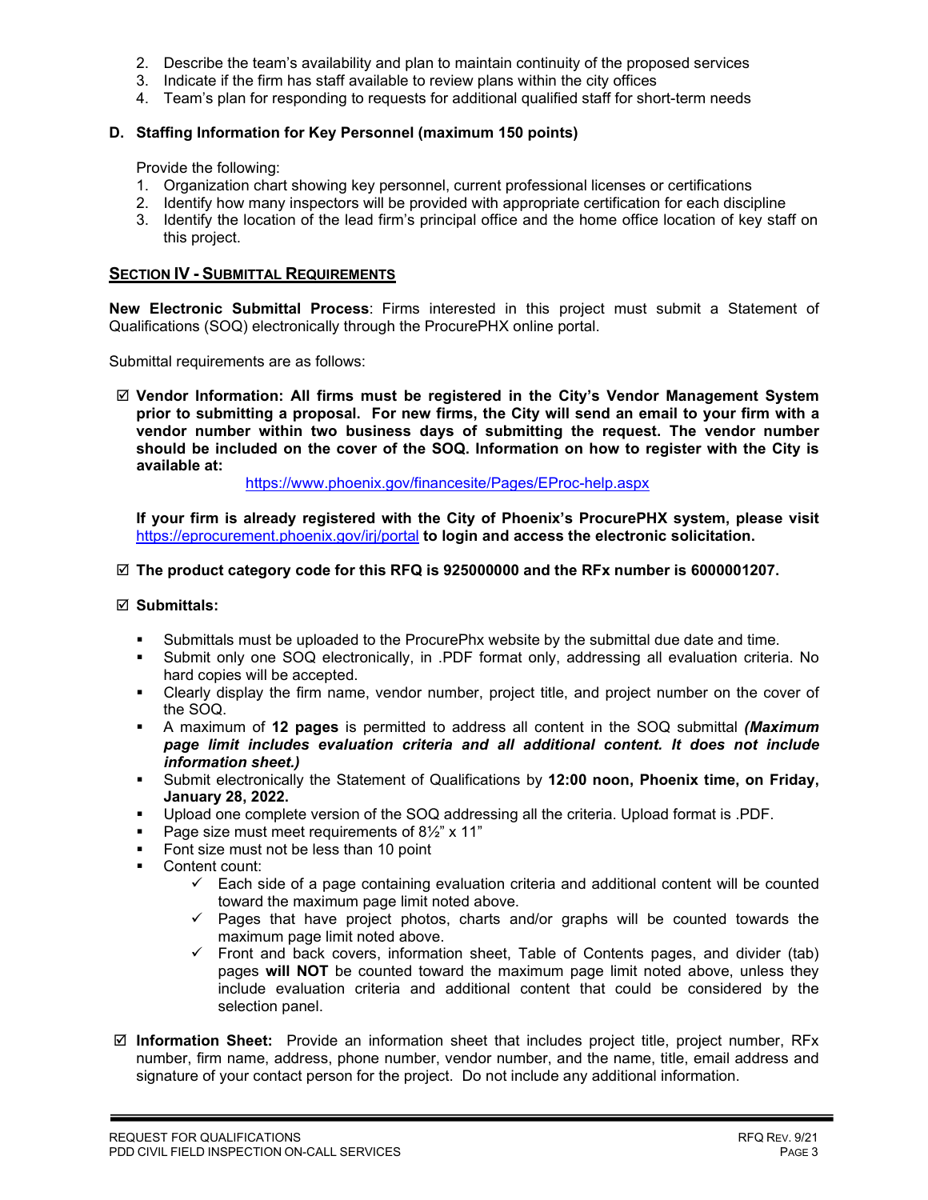2. Describe the team's availability and plan to maintain continuity of the proposed services
3. Indicate if the firm has staff available to review plans within the city offices
4. Team's plan for responding to requests for additional qualified staff for short-term needs

**D. Staffing Information for Key Personnel (maximum 150 points)**

Provide the following:

1. Organization chart showing key personnel, current professional licenses or certifications
2. Identify how many inspectors will be provided with appropriate certification for each discipline
3. Identify the location of the lead firm's principal office and the home office location of key staff on this project.

## SECTION IV - SUBMITTAL REQUIREMENTS

**New Electronic Submittal Process**: Firms interested in this project must submit a Statement of Qualifications (SOQ) electronically through the ProcurePHX online portal.

Submittal requirements are as follows:

☑ **Vendor Information: All firms must be registered in the City's Vendor Management System prior to submitting a proposal. For new firms, the City will send an email to your firm with a vendor number within two business days of submitting the request. The vendor number should be included on the cover of the SOQ. Information on how to register with the City is available at:**

https://www.phoenix.gov/financesite/Pages/EProc-help.aspx

**If your firm is already registered with the City of Phoenix's ProcurePHX system, please visit** https://eprocurement.phoenix.gov/irj/portal **to login and access the electronic solicitation.**

☑ **The product category code for this RFQ is 925000000 and the RFx number is 6000001207.**

☑ **Submittals:**

- Submittals must be uploaded to the ProcurePhx website by the submittal due date and time.
- Submit only one SOQ electronically, in .PDF format only, addressing all evaluation criteria. No hard copies will be accepted.
- Clearly display the firm name, vendor number, project title, and project number on the cover of the SOQ.
- A maximum of **12 pages** is permitted to address all content in the SOQ submittal ***(Maximum page limit includes evaluation criteria and all additional content. It does not include information sheet.)***
- Submit electronically the Statement of Qualifications by **12:00 noon, Phoenix time, on Friday, January 28, 2022.**
- Upload one complete version of the SOQ addressing all the criteria. Upload format is .PDF.
- Page size must meet requirements of 8½" x 11"
- Font size must not be less than 10 point
- Content count:
  - ✓ Each side of a page containing evaluation criteria and additional content will be counted toward the maximum page limit noted above.
  - ✓ Pages that have project photos, charts and/or graphs will be counted towards the maximum page limit noted above.
  - ✓ Front and back covers, information sheet, Table of Contents pages, and divider (tab) pages **will NOT** be counted toward the maximum page limit noted above, unless they include evaluation criteria and additional content that could be considered by the selection panel.

☑ **Information Sheet:** Provide an information sheet that includes project title, project number, RFx number, firm name, address, phone number, vendor number, and the name, title, email address and signature of your contact person for the project. Do not include any additional information.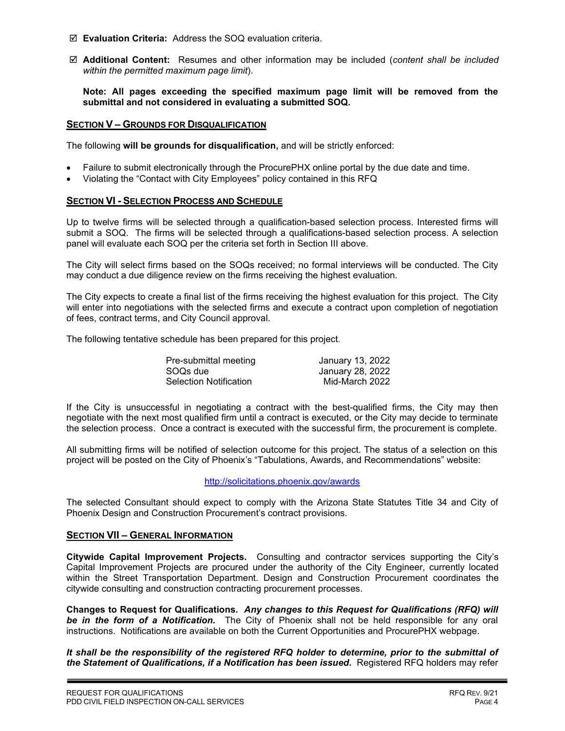- ☑ **Evaluation Criteria:** Address the SOQ evaluation criteria.

- ☑ **Additional Content:** Resumes and other information may be included (*content shall be included within the permitted maximum page limit*).

  **Note: All pages exceeding the specified maximum page limit will be removed from the submittal and not considered in evaluating a submitted SOQ.**

## SECTION V – GROUNDS FOR DISQUALIFICATION

The following **will be grounds for disqualification,** and will be strictly enforced:

- Failure to submit electronically through the ProcurePHX online portal by the due date and time.
- Violating the "Contact with City Employees" policy contained in this RFQ

## SECTION VI - SELECTION PROCESS AND SCHEDULE

Up to twelve firms will be selected through a qualification-based selection process. Interested firms will submit a SOQ. The firms will be selected through a qualifications-based selection process. A selection panel will evaluate each SOQ per the criteria set forth in Section III above.

The City will select firms based on the SOQs received; no formal interviews will be conducted. The City may conduct a due diligence review on the firms receiving the highest evaluation.

The City expects to create a final list of the firms receiving the highest evaluation for this project. The City will enter into negotiations with the selected firms and execute a contract upon completion of negotiation of fees, contract terms, and City Council approval.

The following tentative schedule has been prepared for this project.

| | |
|---|---|
| Pre-submittal meeting | January 13, 2022 |
| SOQs due | January 28, 2022 |
| Selection Notification | Mid-March 2022 |

If the City is unsuccessful in negotiating a contract with the best-qualified firms, the City may then negotiate with the next most qualified firm until a contract is executed, or the City may decide to terminate the selection process. Once a contract is executed with the successful firm, the procurement is complete.

All submitting firms will be notified of selection outcome for this project. The status of a selection on this project will be posted on the City of Phoenix's "Tabulations, Awards, and Recommendations" website:

http://solicitations.phoenix.gov/awards

The selected Consultant should expect to comply with the Arizona State Statutes Title 34 and City of Phoenix Design and Construction Procurement's contract provisions.

## SECTION VII – GENERAL INFORMATION

**Citywide Capital Improvement Projects.** Consulting and contractor services supporting the City's Capital Improvement Projects are procured under the authority of the City Engineer, currently located within the Street Transportation Department. Design and Construction Procurement coordinates the citywide consulting and construction contracting procurement processes.

**Changes to Request for Qualifications.** ***Any changes to this Request for Qualifications (RFQ) will be in the form of a Notification.*** The City of Phoenix shall not be held responsible for any oral instructions. Notifications are available on both the Current Opportunities and ProcurePHX webpage.

***It shall be the responsibility of the registered RFQ holder to determine, prior to the submittal of the Statement of Qualifications, if a Notification has been issued.*** Registered RFQ holders may refer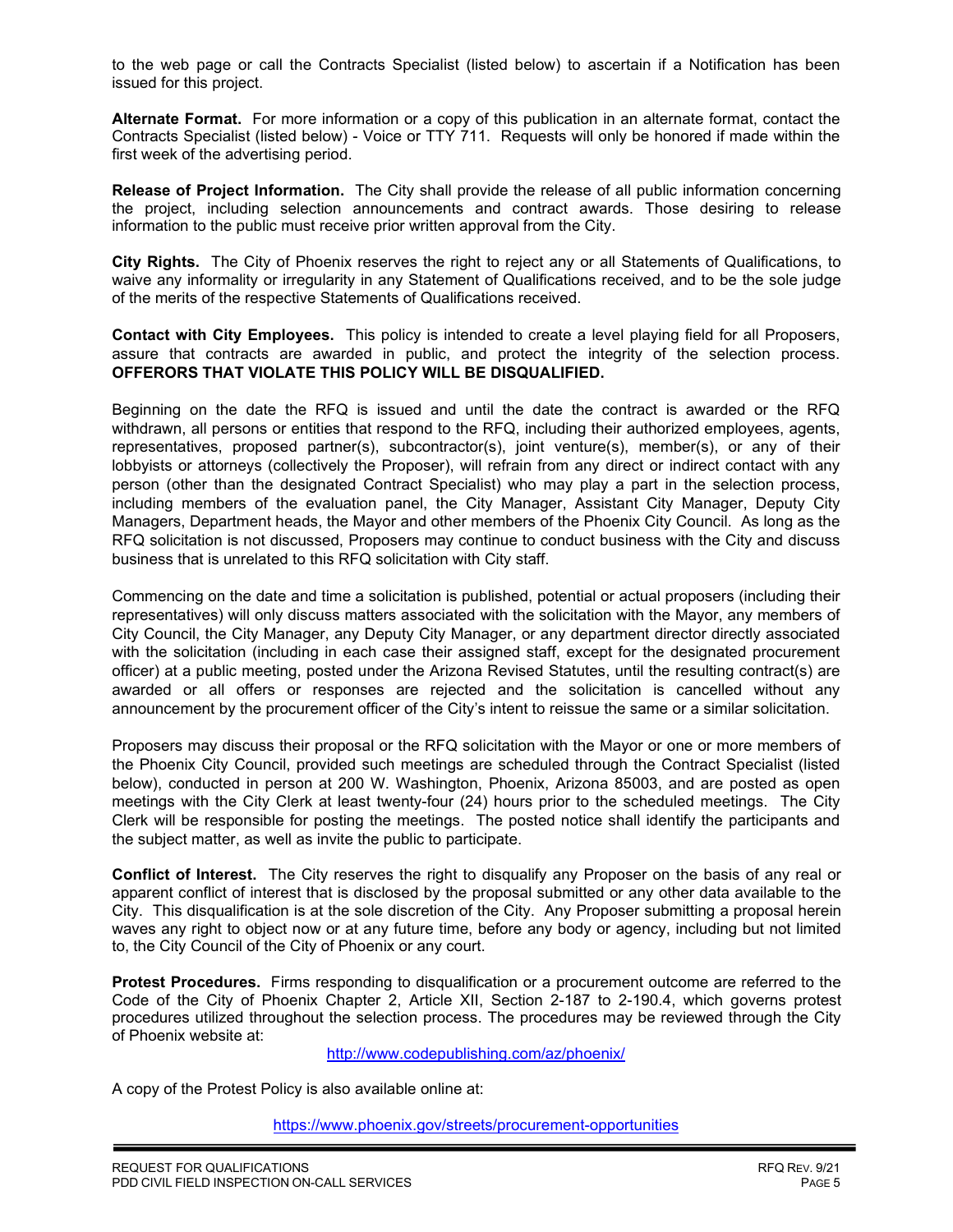to the web page or call the Contracts Specialist (listed below) to ascertain if a Notification has been issued for this project.

**Alternate Format.** For more information or a copy of this publication in an alternate format, contact the Contracts Specialist (listed below) - Voice or TTY 711. Requests will only be honored if made within the first week of the advertising period.

**Release of Project Information.** The City shall provide the release of all public information concerning the project, including selection announcements and contract awards. Those desiring to release information to the public must receive prior written approval from the City.

**City Rights.** The City of Phoenix reserves the right to reject any or all Statements of Qualifications, to waive any informality or irregularity in any Statement of Qualifications received, and to be the sole judge of the merits of the respective Statements of Qualifications received.

**Contact with City Employees.** This policy is intended to create a level playing field for all Proposers, assure that contracts are awarded in public, and protect the integrity of the selection process. **OFFERORS THAT VIOLATE THIS POLICY WILL BE DISQUALIFIED.**

Beginning on the date the RFQ is issued and until the date the contract is awarded or the RFQ withdrawn, all persons or entities that respond to the RFQ, including their authorized employees, agents, representatives, proposed partner(s), subcontractor(s), joint venture(s), member(s), or any of their lobbyists or attorneys (collectively the Proposer), will refrain from any direct or indirect contact with any person (other than the designated Contract Specialist) who may play a part in the selection process, including members of the evaluation panel, the City Manager, Assistant City Manager, Deputy City Managers, Department heads, the Mayor and other members of the Phoenix City Council. As long as the RFQ solicitation is not discussed, Proposers may continue to conduct business with the City and discuss business that is unrelated to this RFQ solicitation with City staff.

Commencing on the date and time a solicitation is published, potential or actual proposers (including their representatives) will only discuss matters associated with the solicitation with the Mayor, any members of City Council, the City Manager, any Deputy City Manager, or any department director directly associated with the solicitation (including in each case their assigned staff, except for the designated procurement officer) at a public meeting, posted under the Arizona Revised Statutes, until the resulting contract(s) are awarded or all offers or responses are rejected and the solicitation is cancelled without any announcement by the procurement officer of the City's intent to reissue the same or a similar solicitation.

Proposers may discuss their proposal or the RFQ solicitation with the Mayor or one or more members of the Phoenix City Council, provided such meetings are scheduled through the Contract Specialist (listed below), conducted in person at 200 W. Washington, Phoenix, Arizona 85003, and are posted as open meetings with the City Clerk at least twenty-four (24) hours prior to the scheduled meetings. The City Clerk will be responsible for posting the meetings. The posted notice shall identify the participants and the subject matter, as well as invite the public to participate.

**Conflict of Interest.** The City reserves the right to disqualify any Proposer on the basis of any real or apparent conflict of interest that is disclosed by the proposal submitted or any other data available to the City. This disqualification is at the sole discretion of the City. Any Proposer submitting a proposal herein waves any right to object now or at any future time, before any body or agency, including but not limited to, the City Council of the City of Phoenix or any court.

**Protest Procedures.** Firms responding to disqualification or a procurement outcome are referred to the Code of the City of Phoenix Chapter 2, Article XII, Section 2-187 to 2-190.4, which governs protest procedures utilized throughout the selection process. The procedures may be reviewed through the City of Phoenix website at:

http://www.codepublishing.com/az/phoenix/

A copy of the Protest Policy is also available online at:

https://www.phoenix.gov/streets/procurement-opportunities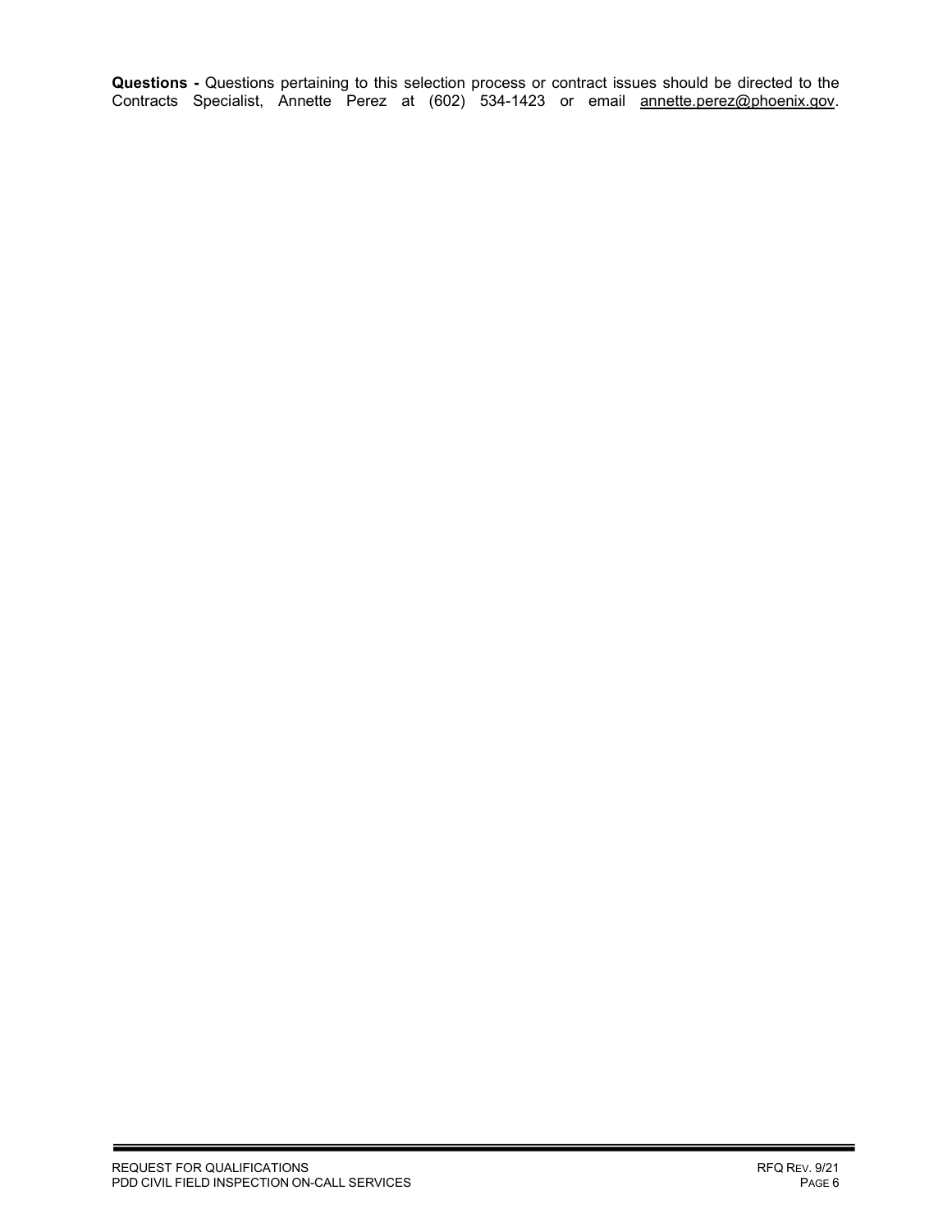**Questions -** Questions pertaining to this selection process or contract issues should be directed to the Contracts Specialist, Annette Perez at (602) 534-1423 or email annette.perez@phoenix.gov.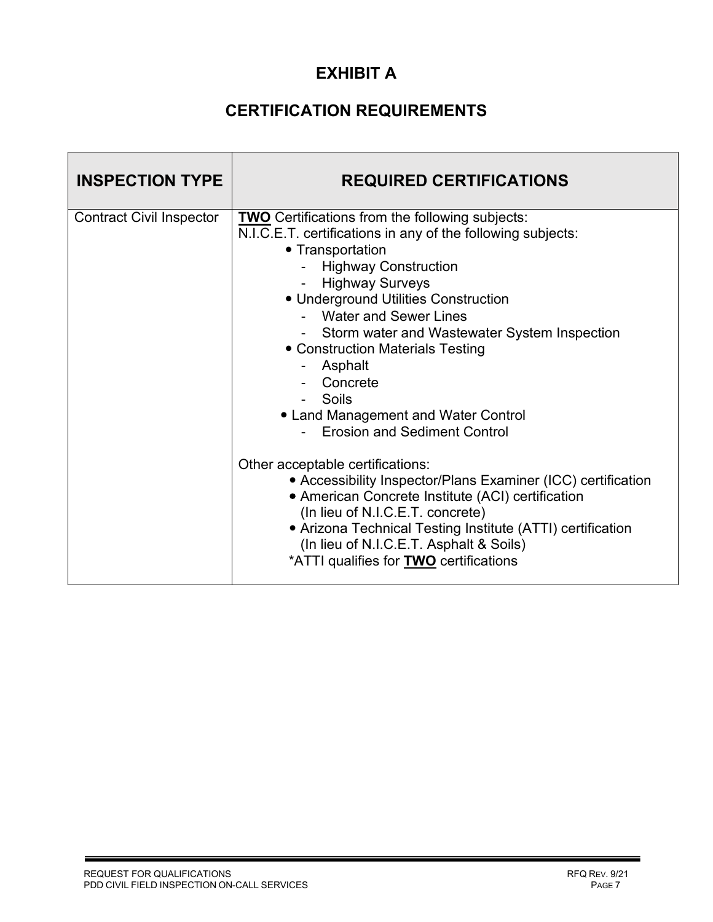# EXHIBIT A

## CERTIFICATION REQUIREMENTS

| INSPECTION TYPE | REQUIRED CERTIFICATIONS |
|---|---|
| Contract Civil Inspector | **TWO** Certifications from the following subjects:<br>N.I.C.E.T. certifications in any of the following subjects:<br>• Transportation<br>- Highway Construction<br>- Highway Surveys<br>• Underground Utilities Construction<br>- Water and Sewer Lines<br>- Storm water and Wastewater System Inspection<br>• Construction Materials Testing<br>- Asphalt<br>- Concrete<br>- Soils<br>• Land Management and Water Control<br>- Erosion and Sediment Control<br><br>Other acceptable certifications:<br>• Accessibility Inspector/Plans Examiner (ICC) certification<br>• American Concrete Institute (ACI) certification (In lieu of N.I.C.E.T. concrete)<br>• Arizona Technical Testing Institute (ATTI) certification (In lieu of N.I.C.E.T. Asphalt & Soils)<br>*ATTI qualifies for **TWO** certifications |